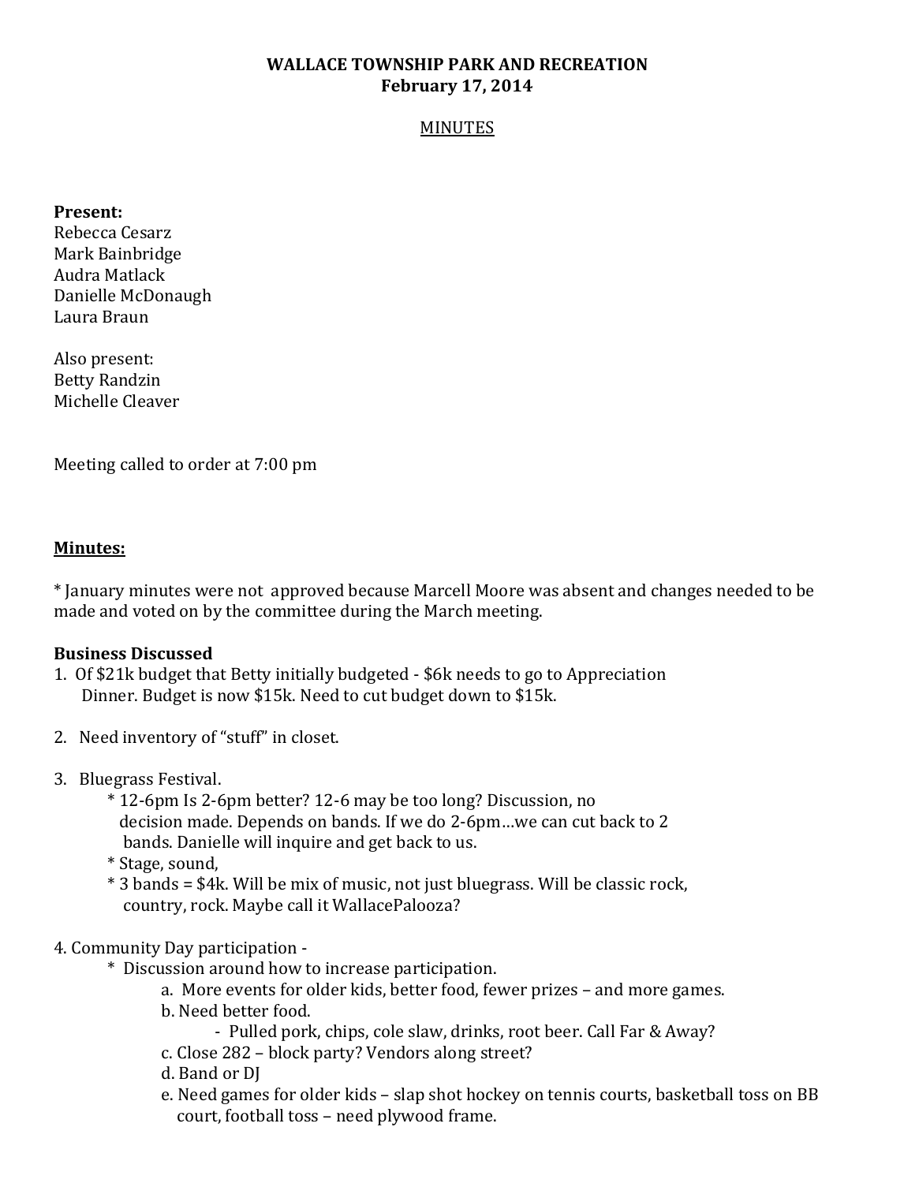**WALLACE TOWNSHIP PARK AND RECREATION**
**February 17, 2014**

MINUTES

**Present:**
Rebecca Cesarz
Mark Bainbridge
Audra Matlack
Danielle McDonaugh
Laura Braun

Also present:
Betty Randzin
Michelle Cleaver

Meeting called to order at 7:00 pm

**Minutes:**

* January minutes were not approved because Marcell Moore was absent and changes needed to be made and voted on by the committee during the March meeting.

**Business Discussed**

1. Of $21k budget that Betty initially budgeted - $6k needs to go to Appreciation Dinner. Budget is now $15k. Need to cut budget down to $15k.

2. Need inventory of "stuff" in closet.

3. Bluegrass Festival.
   * 12-6pm Is 2-6pm better? 12-6 may be too long? Discussion, no decision made. Depends on bands. If we do 2-6pm…we can cut back to 2 bands. Danielle will inquire and get back to us.
   * Stage, sound,
   * 3 bands = $4k. Will be mix of music, not just bluegrass. Will be classic rock, country, rock. Maybe call it WallacePalooza?

4. Community Day participation -
   * Discussion around how to increase participation.
     a. More events for older kids, better food, fewer prizes – and more games.
     b. Need better food.
        - Pulled pork, chips, cole slaw, drinks, root beer. Call Far & Away?
     c. Close 282 – block party? Vendors along street?
     d. Band or DJ
     e. Need games for older kids – slap shot hockey on tennis courts, basketball toss on BB court, football toss – need plywood frame.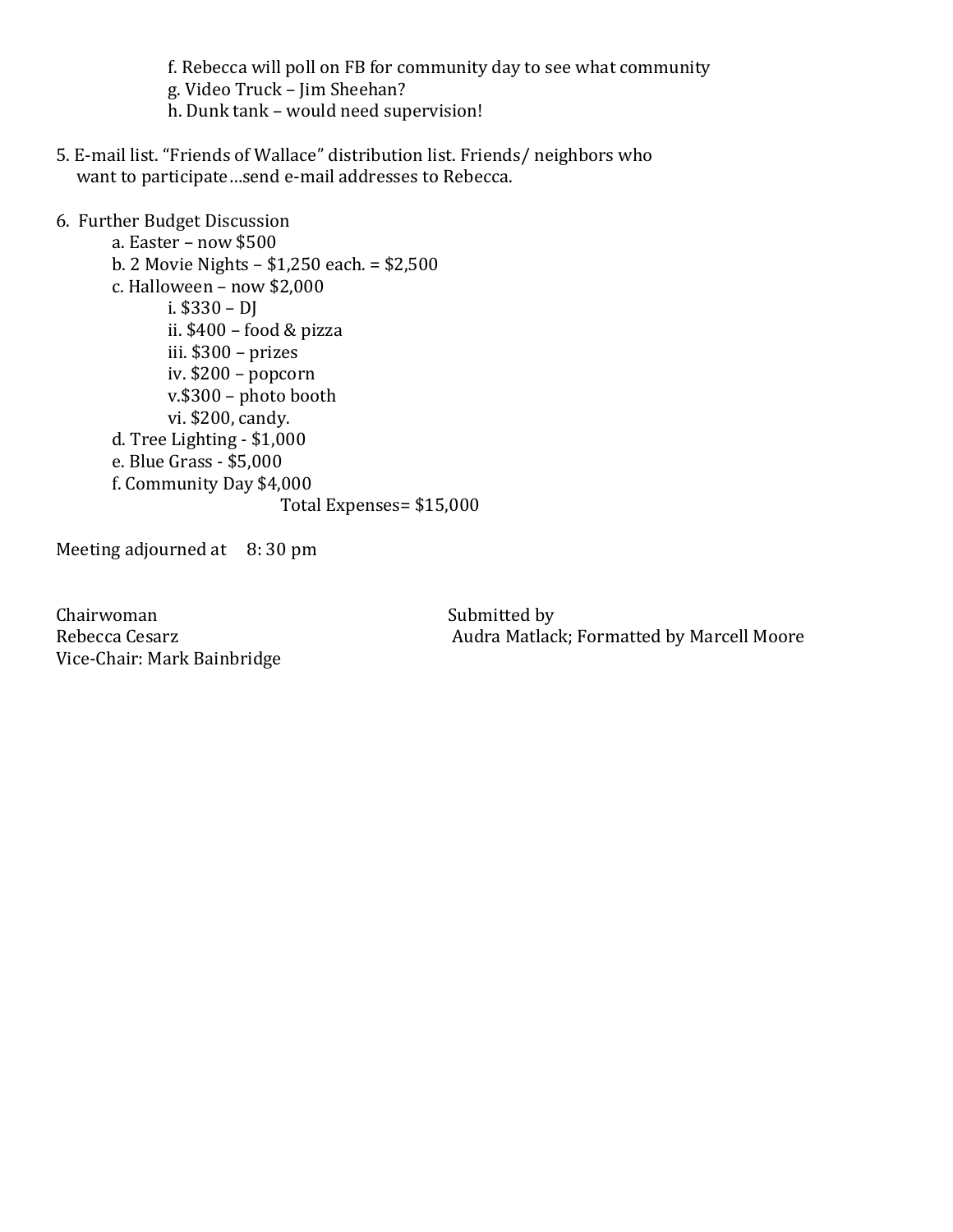f. Rebecca will poll on FB for community day to see what community
g. Video Truck – Jim Sheehan?
h. Dunk tank – would need supervision!

5. E-mail list. "Friends of Wallace" distribution list. Friends/ neighbors who want to participate…send e-mail addresses to Rebecca.

6. Further Budget Discussion
   a. Easter – now $500
   b. 2 Movie Nights – $1,250 each. = $2,500
   c. Halloween – now $2,000
      i. $330 – DJ
      ii. $400 – food & pizza
      iii. $300 – prizes
      iv. $200 – popcorn
      v. $300 – photo booth
      vi. $200, candy.
   d. Tree Lighting - $1,000
   e. Blue Grass - $5,000
   f. Community Day $4,000

   Total Expenses= $15,000

Meeting adjourned at 8: 30 pm

Chairwoman
Rebecca Cesarz
Vice-Chair: Mark Bainbridge

Submitted by
Audra Matlack; Formatted by Marcell Moore